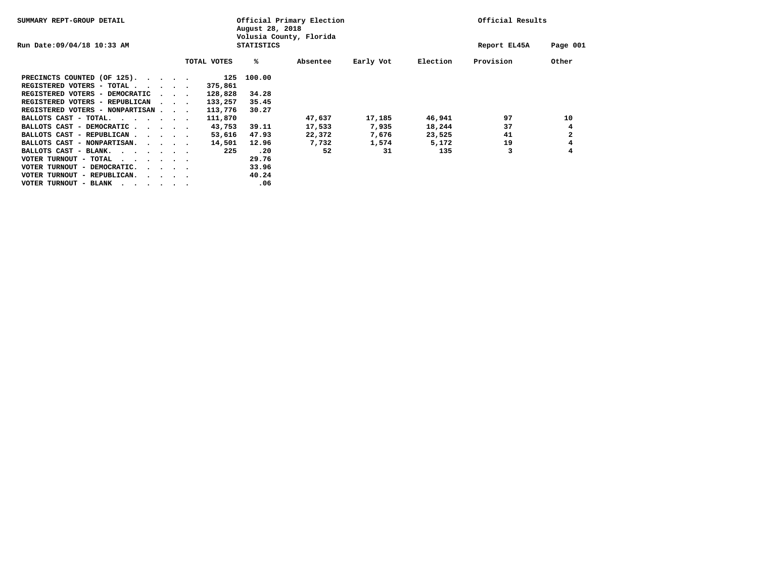SUMMARY REPT-GROUP DETAIL

Run Date:09/04/18 10:33 AM

Official Primary Election
August 28, 2018
Volusia County, Florida
STATISTICS

Official Results

Report EL45A

| | TOTAL VOTES | % | Absentee | Early Vot | Election | Provision | Other |
|---|---|---|---|---|---|---|---|
| PRECINCTS COUNTED (OF 125) | 125 | 100.00 | | | | | |
| REGISTERED VOTERS - TOTAL | 375,861 | | | | | | |
| REGISTERED VOTERS - DEMOCRATIC | 128,828 | 34.28 | | | | | |
| REGISTERED VOTERS - REPUBLICAN | 133,257 | 35.45 | | | | | |
| REGISTERED VOTERS - NONPARTISAN | 113,776 | 30.27 | | | | | |
| BALLOTS CAST - TOTAL | 111,870 | | 47,637 | 17,185 | 46,941 | 97 | 10 |
| BALLOTS CAST - DEMOCRATIC | 43,753 | 39.11 | 17,533 | 7,935 | 18,244 | 37 | 4 |
| BALLOTS CAST - REPUBLICAN | 53,616 | 47.93 | 22,372 | 7,676 | 23,525 | 41 | 2 |
| BALLOTS CAST - NONPARTISAN | 14,501 | 12.96 | 7,732 | 1,574 | 5,172 | 19 | 4 |
| BALLOTS CAST - BLANK | 225 | .20 | 52 | 31 | 135 | 3 | 4 |
| VOTER TURNOUT - TOTAL | | 29.76 | | | | | |
| VOTER TURNOUT - DEMOCRATIC | | 33.96 | | | | | |
| VOTER TURNOUT - REPUBLICAN | | 40.24 | | | | | |
| VOTER TURNOUT - BLANK | | .06 | | | | | |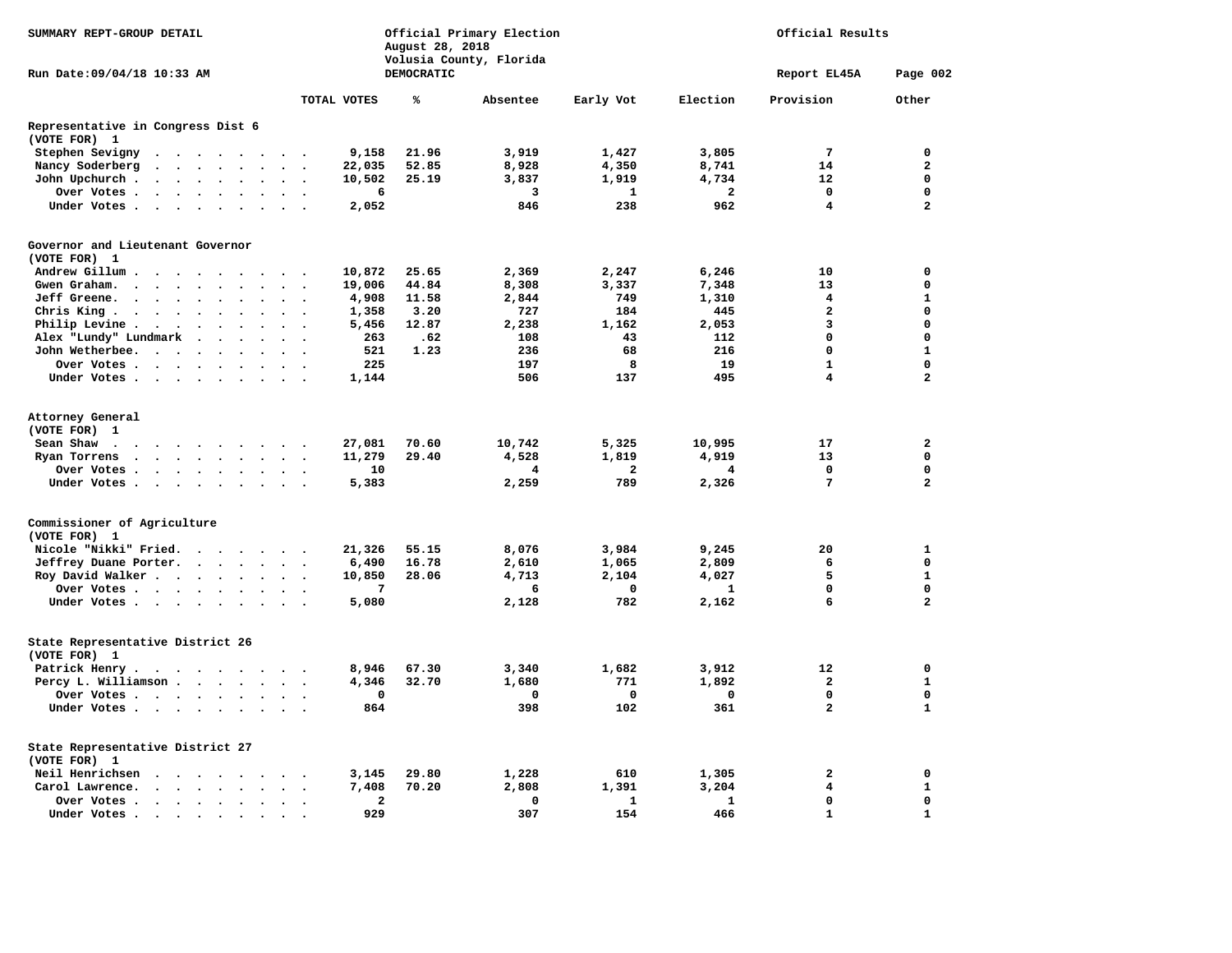SUMMARY REPT-GROUP DETAIL

Official Primary Election
August 28, 2018
Volusia County, Florida
DEMOCRATIC

Official Results

Run Date:09/04/18 10:33 AM

Report EL45A

| | TOTAL VOTES | % | Absentee | Early Vot | Election | Provision | Other |
|---|---|---|---|---|---|---|---|
| **Representative in Congress Dist 6 (VOTE FOR) 1** | | | | | | | |
| Stephen Sevigny | 9,158 | 21.96 | 3,919 | 1,427 | 3,805 | 7 | 0 |
| Nancy Soderberg | 22,035 | 52.85 | 8,928 | 4,350 | 8,741 | 14 | 2 |
| John Upchurch | 10,502 | 25.19 | 3,837 | 1,919 | 4,734 | 12 | 0 |
| Over Votes | 6 | | 3 | 1 | 2 | 0 | 0 |
| Under Votes | 2,052 | | 846 | 238 | 962 | 4 | 2 |
| **Governor and Lieutenant Governor (VOTE FOR) 1** | | | | | | | |
| Andrew Gillum | 10,872 | 25.65 | 2,369 | 2,247 | 6,246 | 10 | 0 |
| Gwen Graham. | 19,006 | 44.84 | 8,308 | 3,337 | 7,348 | 13 | 0 |
| Jeff Greene. | 4,908 | 11.58 | 2,844 | 749 | 1,310 | 4 | 1 |
| Chris King | 1,358 | 3.20 | 727 | 184 | 445 | 2 | 0 |
| Philip Levine | 5,456 | 12.87 | 2,238 | 1,162 | 2,053 | 3 | 0 |
| Alex "Lundy" Lundmark | 263 | .62 | 108 | 43 | 112 | 0 | 0 |
| John Wetherbee. | 521 | 1.23 | 236 | 68 | 216 | 0 | 1 |
| Over Votes | 225 | | 197 | 8 | 19 | 1 | 0 |
| Under Votes | 1,144 | | 506 | 137 | 495 | 4 | 2 |
| **Attorney General (VOTE FOR) 1** | | | | | | | |
| Sean Shaw | 27,081 | 70.60 | 10,742 | 5,325 | 10,995 | 17 | 2 |
| Ryan Torrens | 11,279 | 29.40 | 4,528 | 1,819 | 4,919 | 13 | 0 |
| Over Votes | 10 | | 4 | 2 | 4 | 0 | 0 |
| Under Votes | 5,383 | | 2,259 | 789 | 2,326 | 7 | 2 |
| **Commissioner of Agriculture (VOTE FOR) 1** | | | | | | | |
| Nicole "Nikki" Fried. | 21,326 | 55.15 | 8,076 | 3,984 | 9,245 | 20 | 1 |
| Jeffrey Duane Porter. | 6,490 | 16.78 | 2,610 | 1,065 | 2,809 | 6 | 0 |
| Roy David Walker | 10,850 | 28.06 | 4,713 | 2,104 | 4,027 | 5 | 1 |
| Over Votes | 7 | | 6 | 0 | 1 | 0 | 0 |
| Under Votes | 5,080 | | 2,128 | 782 | 2,162 | 6 | 2 |
| **State Representative District 26 (VOTE FOR) 1** | | | | | | | |
| Patrick Henry | 8,946 | 67.30 | 3,340 | 1,682 | 3,912 | 12 | 0 |
| Percy L. Williamson | 4,346 | 32.70 | 1,680 | 771 | 1,892 | 2 | 1 |
| Over Votes | 0 | | 0 | 0 | 0 | 0 | 0 |
| Under Votes | 864 | | 398 | 102 | 361 | 2 | 1 |
| **State Representative District 27 (VOTE FOR) 1** | | | | | | | |
| Neil Henrichsen | 3,145 | 29.80 | 1,228 | 610 | 1,305 | 2 | 0 |
| Carol Lawrence. | 7,408 | 70.20 | 2,808 | 1,391 | 3,204 | 4 | 1 |
| Over Votes | 2 | | 0 | 1 | 1 | 0 | 0 |
| Under Votes | 929 | | 307 | 154 | 466 | 1 | 1 |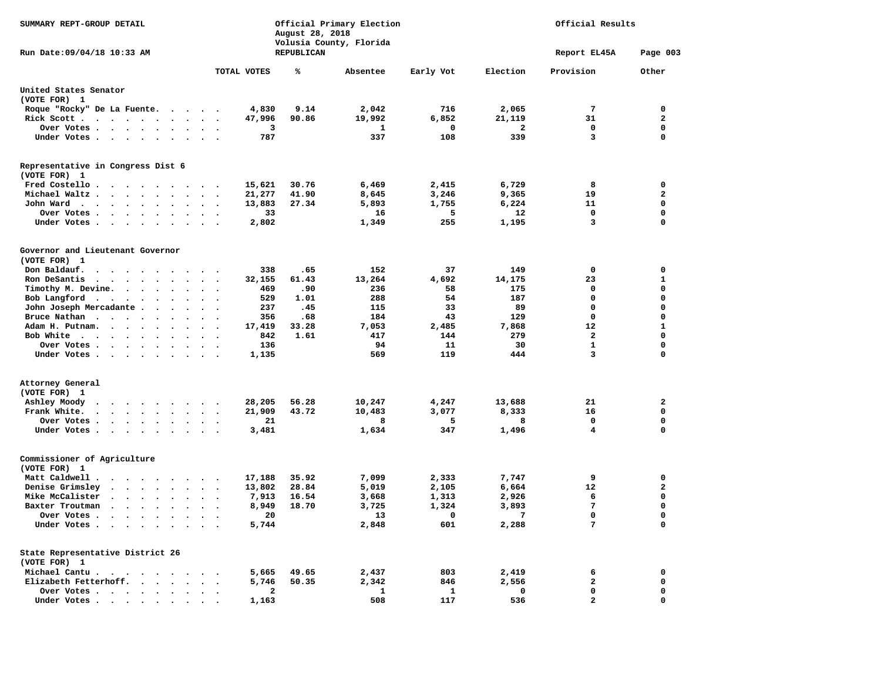SUMMARY REPT-GROUP DETAIL

Official Primary Election
August 28, 2018
Volusia County, Florida
REPUBLICAN

Official Results

Run Date:09/04/18 10:33 AM

Report EL45A

| | TOTAL VOTES | % | Absentee | Early Vot | Election | Provision | Other |
|---|---|---|---|---|---|---|---|
| **United States Senator (VOTE FOR) 1** | | | | | | | |
| Roque "Rocky" De La Fuente | 4,830 | 9.14 | 2,042 | 716 | 2,065 | 7 | 0 |
| Rick Scott | 47,996 | 90.86 | 19,992 | 6,852 | 21,119 | 31 | 2 |
| Over Votes | 3 | | 1 | 0 | 2 | 0 | 0 |
| Under Votes | 787 | | 337 | 108 | 339 | 3 | 0 |
| **Representative in Congress Dist 6 (VOTE FOR) 1** | | | | | | | |
| Fred Costello | 15,621 | 30.76 | 6,469 | 2,415 | 6,729 | 8 | 0 |
| Michael Waltz | 21,277 | 41.90 | 8,645 | 3,246 | 9,365 | 19 | 2 |
| John Ward | 13,883 | 27.34 | 5,893 | 1,755 | 6,224 | 11 | 0 |
| Over Votes | 33 | | 16 | 5 | 12 | 0 | 0 |
| Under Votes | 2,802 | | 1,349 | 255 | 1,195 | 3 | 0 |
| **Governor and Lieutenant Governor (VOTE FOR) 1** | | | | | | | |
| Don Baldauf | 338 | .65 | 152 | 37 | 149 | 0 | 0 |
| Ron DeSantis | 32,155 | 61.43 | 13,264 | 4,692 | 14,175 | 23 | 1 |
| Timothy M. Devine | 469 | .90 | 236 | 58 | 175 | 0 | 0 |
| Bob Langford | 529 | 1.01 | 288 | 54 | 187 | 0 | 0 |
| John Joseph Mercadante | 237 | .45 | 115 | 33 | 89 | 0 | 0 |
| Bruce Nathan | 356 | .68 | 184 | 43 | 129 | 0 | 0 |
| Adam H. Putnam | 17,419 | 33.28 | 7,053 | 2,485 | 7,868 | 12 | 1 |
| Bob White | 842 | 1.61 | 417 | 144 | 279 | 2 | 0 |
| Over Votes | 136 | | 94 | 11 | 30 | 1 | 0 |
| Under Votes | 1,135 | | 569 | 119 | 444 | 3 | 0 |
| **Attorney General (VOTE FOR) 1** | | | | | | | |
| Ashley Moody | 28,205 | 56.28 | 10,247 | 4,247 | 13,688 | 21 | 2 |
| Frank White | 21,909 | 43.72 | 10,483 | 3,077 | 8,333 | 16 | 0 |
| Over Votes | 21 | | 8 | 5 | 8 | 0 | 0 |
| Under Votes | 3,481 | | 1,634 | 347 | 1,496 | 4 | 0 |
| **Commissioner of Agriculture (VOTE FOR) 1** | | | | | | | |
| Matt Caldwell | 17,188 | 35.92 | 7,099 | 2,333 | 7,747 | 9 | 0 |
| Denise Grimsley | 13,802 | 28.84 | 5,019 | 2,105 | 6,664 | 12 | 2 |
| Mike McCalister | 7,913 | 16.54 | 3,668 | 1,313 | 2,926 | 6 | 0 |
| Baxter Troutman | 8,949 | 18.70 | 3,725 | 1,324 | 3,893 | 7 | 0 |
| Over Votes | 20 | | 13 | 0 | 7 | 0 | 0 |
| Under Votes | 5,744 | | 2,848 | 601 | 2,288 | 7 | 0 |
| **State Representative District 26 (VOTE FOR) 1** | | | | | | | |
| Michael Cantu | 5,665 | 49.65 | 2,437 | 803 | 2,419 | 6 | 0 |
| Elizabeth Fetterhoff | 5,746 | 50.35 | 2,342 | 846 | 2,556 | 2 | 0 |
| Over Votes | 2 | | 1 | 1 | 0 | 0 | 0 |
| Under Votes | 1,163 | | 508 | 117 | 536 | 2 | 0 |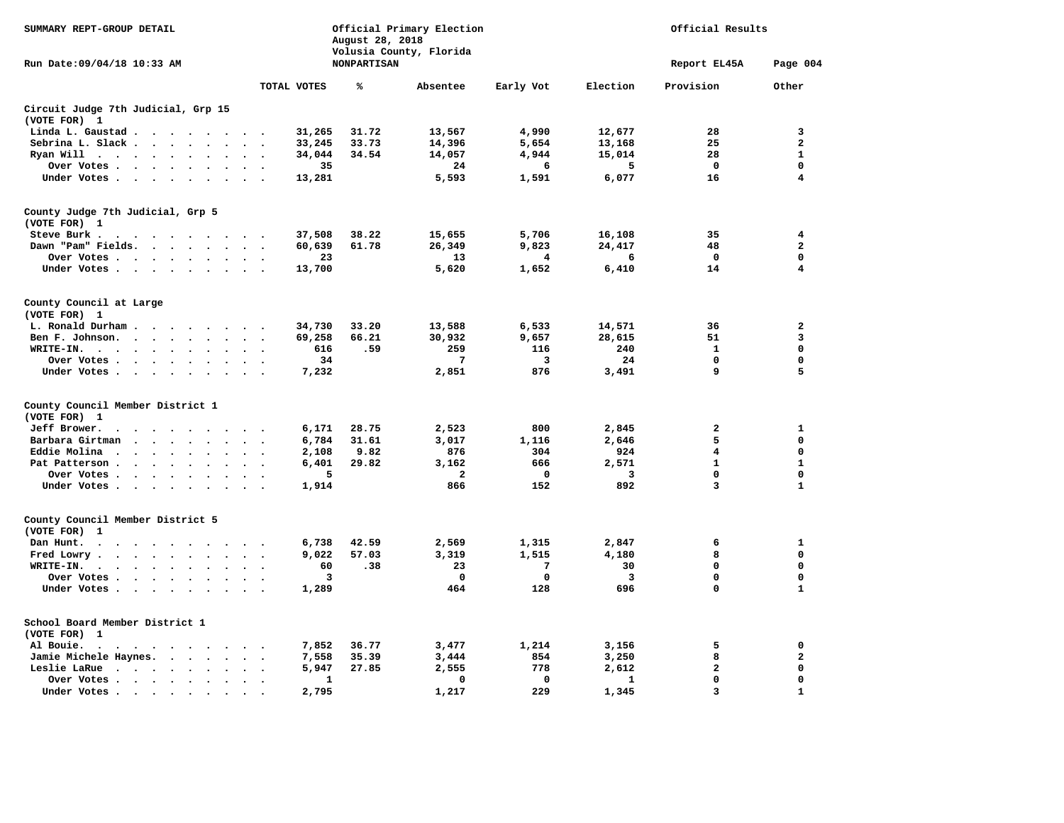SUMMARY REPT-GROUP DETAIL

Official Primary Election
August 28, 2018
Volusia County, Florida
NONPARTISAN

Official Results

Run Date:09/04/18 10:33 AM

Report EL45A

### Circuit Judge 7th Judicial, Grp 15
(VOTE FOR) 1

| | TOTAL VOTES | % | Absentee | Early Vot | Election | Provision | Other |
|---|---|---|---|---|---|---|---|
| Linda L. Gaustad | 31,265 | 31.72 | 13,567 | 4,990 | 12,677 | 28 | 3 |
| Sebrina L. Slack | 33,245 | 33.73 | 14,396 | 5,654 | 13,168 | 25 | 2 |
| Ryan Will | 34,044 | 34.54 | 14,057 | 4,944 | 15,014 | 28 | 1 |
| Over Votes | 35 | | 24 | 6 | 5 | 0 | 0 |
| Under Votes | 13,281 | | 5,593 | 1,591 | 6,077 | 16 | 4 |

### County Judge 7th Judicial, Grp 5
(VOTE FOR) 1

| | TOTAL VOTES | % | Absentee | Early Vot | Election | Provision | Other |
|---|---|---|---|---|---|---|---|
| Steve Burk | 37,508 | 38.22 | 15,655 | 5,706 | 16,108 | 35 | 4 |
| Dawn "Pam" Fields | 60,639 | 61.78 | 26,349 | 9,823 | 24,417 | 48 | 2 |
| Over Votes | 23 | | 13 | 4 | 6 | 0 | 0 |
| Under Votes | 13,700 | | 5,620 | 1,652 | 6,410 | 14 | 4 |

### County Council at Large
(VOTE FOR) 1

| | TOTAL VOTES | % | Absentee | Early Vot | Election | Provision | Other |
|---|---|---|---|---|---|---|---|
| L. Ronald Durham | 34,730 | 33.20 | 13,588 | 6,533 | 14,571 | 36 | 2 |
| Ben F. Johnson | 69,258 | 66.21 | 30,932 | 9,657 | 28,615 | 51 | 3 |
| WRITE-IN. | 616 | .59 | 259 | 116 | 240 | 1 | 0 |
| Over Votes | 34 | | 7 | 3 | 24 | 0 | 0 |
| Under Votes | 7,232 | | 2,851 | 876 | 3,491 | 9 | 5 |

### County Council Member District 1
(VOTE FOR) 1

| | TOTAL VOTES | % | Absentee | Early Vot | Election | Provision | Other |
|---|---|---|---|---|---|---|---|
| Jeff Brower | 6,171 | 28.75 | 2,523 | 800 | 2,845 | 2 | 1 |
| Barbara Girtman | 6,784 | 31.61 | 3,017 | 1,116 | 2,646 | 5 | 0 |
| Eddie Molina | 2,108 | 9.82 | 876 | 304 | 924 | 4 | 0 |
| Pat Patterson | 6,401 | 29.82 | 3,162 | 666 | 2,571 | 1 | 1 |
| Over Votes | 5 | | 2 | 0 | 3 | 0 | 0 |
| Under Votes | 1,914 | | 866 | 152 | 892 | 3 | 1 |

### County Council Member District 5
(VOTE FOR) 1

| | TOTAL VOTES | % | Absentee | Early Vot | Election | Provision | Other |
|---|---|---|---|---|---|---|---|
| Dan Hunt | 6,738 | 42.59 | 2,569 | 1,315 | 2,847 | 6 | 1 |
| Fred Lowry | 9,022 | 57.03 | 3,319 | 1,515 | 4,180 | 8 | 0 |
| WRITE-IN. | 60 | .38 | 23 | 7 | 30 | 0 | 0 |
| Over Votes | 3 | | 0 | 0 | 3 | 0 | 0 |
| Under Votes | 1,289 | | 464 | 128 | 696 | 0 | 1 |

### School Board Member District 1
(VOTE FOR) 1

| | TOTAL VOTES | % | Absentee | Early Vot | Election | Provision | Other |
|---|---|---|---|---|---|---|---|
| Al Bouie | 7,852 | 36.77 | 3,477 | 1,214 | 3,156 | 5 | 0 |
| Jamie Michele Haynes | 7,558 | 35.39 | 3,444 | 854 | 3,250 | 8 | 2 |
| Leslie LaRue | 5,947 | 27.85 | 2,555 | 778 | 2,612 | 2 | 0 |
| Over Votes | 1 | | 0 | 0 | 1 | 0 | 0 |
| Under Votes | 2,795 | | 1,217 | 229 | 1,345 | 3 | 1 |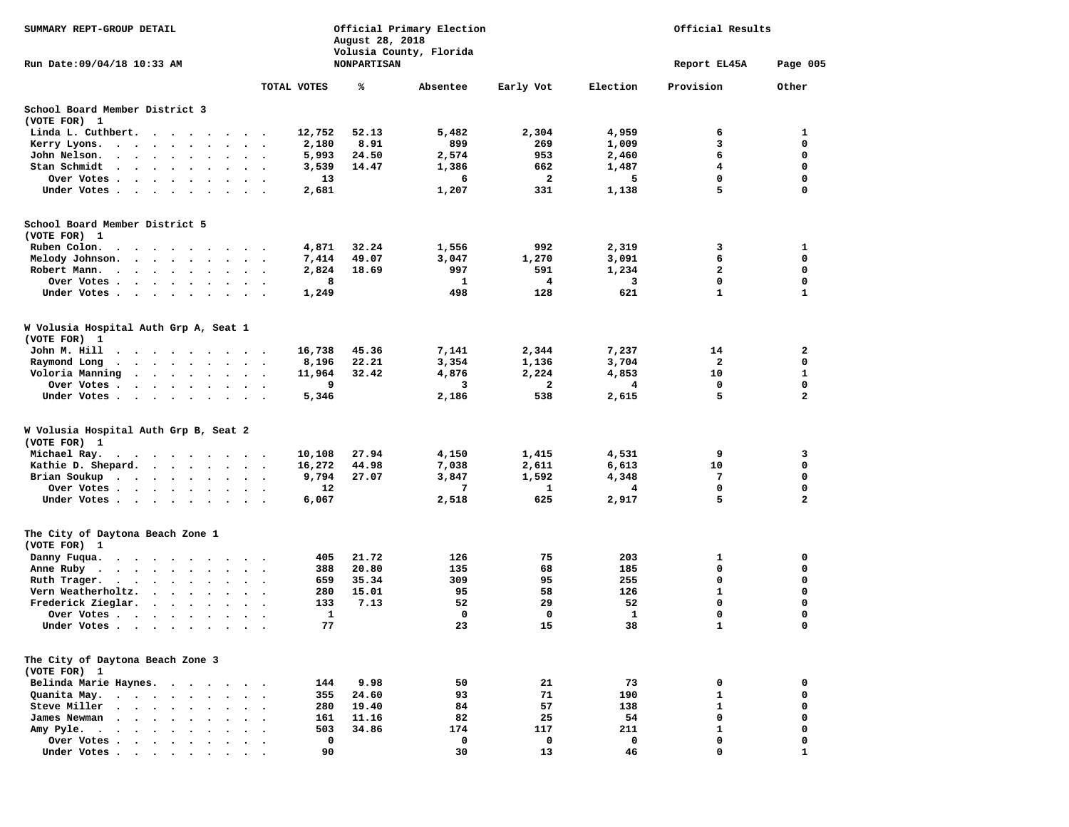SUMMARY REPT-GROUP DETAIL

Official Primary Election
August 28, 2018
Volusia County, Florida
NONPARTISAN

Official Results

Run Date:09/04/18 10:33 AM

Report EL45A

## School Board Member District 3
(VOTE FOR) 1

| | TOTAL VOTES | % | Absentee | Early Vot | Election | Provision | Other |
|---|---|---|---|---|---|---|---|
| Linda L. Cuthbert | 12,752 | 52.13 | 5,482 | 2,304 | 4,959 | 6 | 1 |
| Kerry Lyons | 2,180 | 8.91 | 899 | 269 | 1,009 | 3 | 0 |
| John Nelson | 5,993 | 24.50 | 2,574 | 953 | 2,460 | 6 | 0 |
| Stan Schmidt | 3,539 | 14.47 | 1,386 | 662 | 1,487 | 4 | 0 |
| Over Votes | 13 | | 6 | 2 | 5 | 0 | 0 |
| Under Votes | 2,681 | | 1,207 | 331 | 1,138 | 5 | 0 |

## School Board Member District 5
(VOTE FOR) 1

| | TOTAL VOTES | % | Absentee | Early Vot | Election | Provision | Other |
|---|---|---|---|---|---|---|---|
| Ruben Colon | 4,871 | 32.24 | 1,556 | 992 | 2,319 | 3 | 1 |
| Melody Johnson | 7,414 | 49.07 | 3,047 | 1,270 | 3,091 | 6 | 0 |
| Robert Mann | 2,824 | 18.69 | 997 | 591 | 1,234 | 2 | 0 |
| Over Votes | 8 | | 1 | 4 | 3 | 0 | 0 |
| Under Votes | 1,249 | | 498 | 128 | 621 | 1 | 1 |

## W Volusia Hospital Auth Grp A, Seat 1
(VOTE FOR) 1

| | TOTAL VOTES | % | Absentee | Early Vot | Election | Provision | Other |
|---|---|---|---|---|---|---|---|
| John M. Hill | 16,738 | 45.36 | 7,141 | 2,344 | 7,237 | 14 | 2 |
| Raymond Long | 8,196 | 22.21 | 3,354 | 1,136 | 3,704 | 2 | 0 |
| Voloria Manning | 11,964 | 32.42 | 4,876 | 2,224 | 4,853 | 10 | 1 |
| Over Votes | 9 | | 3 | 2 | 4 | 0 | 0 |
| Under Votes | 5,346 | | 2,186 | 538 | 2,615 | 5 | 2 |

## W Volusia Hospital Auth Grp B, Seat 2
(VOTE FOR) 1

| | TOTAL VOTES | % | Absentee | Early Vot | Election | Provision | Other |
|---|---|---|---|---|---|---|---|
| Michael Ray | 10,108 | 27.94 | 4,150 | 1,415 | 4,531 | 9 | 3 |
| Kathie D. Shepard | 16,272 | 44.98 | 7,038 | 2,611 | 6,613 | 10 | 0 |
| Brian Soukup | 9,794 | 27.07 | 3,847 | 1,592 | 4,348 | 7 | 0 |
| Over Votes | 12 | | 7 | 1 | 4 | 0 | 0 |
| Under Votes | 6,067 | | 2,518 | 625 | 2,917 | 5 | 2 |

## The City of Daytona Beach Zone 1
(VOTE FOR) 1

| | TOTAL VOTES | % | Absentee | Early Vot | Election | Provision | Other |
|---|---|---|---|---|---|---|---|
| Danny Fuqua | 405 | 21.72 | 126 | 75 | 203 | 1 | 0 |
| Anne Ruby | 388 | 20.80 | 135 | 68 | 185 | 0 | 0 |
| Ruth Trager | 659 | 35.34 | 309 | 95 | 255 | 0 | 0 |
| Vern Weatherholtz | 280 | 15.01 | 95 | 58 | 126 | 1 | 0 |
| Frederick Zieglar | 133 | 7.13 | 52 | 29 | 52 | 0 | 0 |
| Over Votes | 1 | | 0 | 0 | 1 | 0 | 0 |
| Under Votes | 77 | | 23 | 15 | 38 | 1 | 0 |

## The City of Daytona Beach Zone 3
(VOTE FOR) 1

| | TOTAL VOTES | % | Absentee | Early Vot | Election | Provision | Other |
|---|---|---|---|---|---|---|---|
| Belinda Marie Haynes | 144 | 9.98 | 50 | 21 | 73 | 0 | 0 |
| Quanita May | 355 | 24.60 | 93 | 71 | 190 | 1 | 0 |
| Steve Miller | 280 | 19.40 | 84 | 57 | 138 | 1 | 0 |
| James Newman | 161 | 11.16 | 82 | 25 | 54 | 0 | 0 |
| Amy Pyle | 503 | 34.86 | 174 | 117 | 211 | 1 | 0 |
| Over Votes | 0 | | 0 | 0 | 0 | 0 | 0 |
| Under Votes | 90 | | 30 | 13 | 46 | 0 | 1 |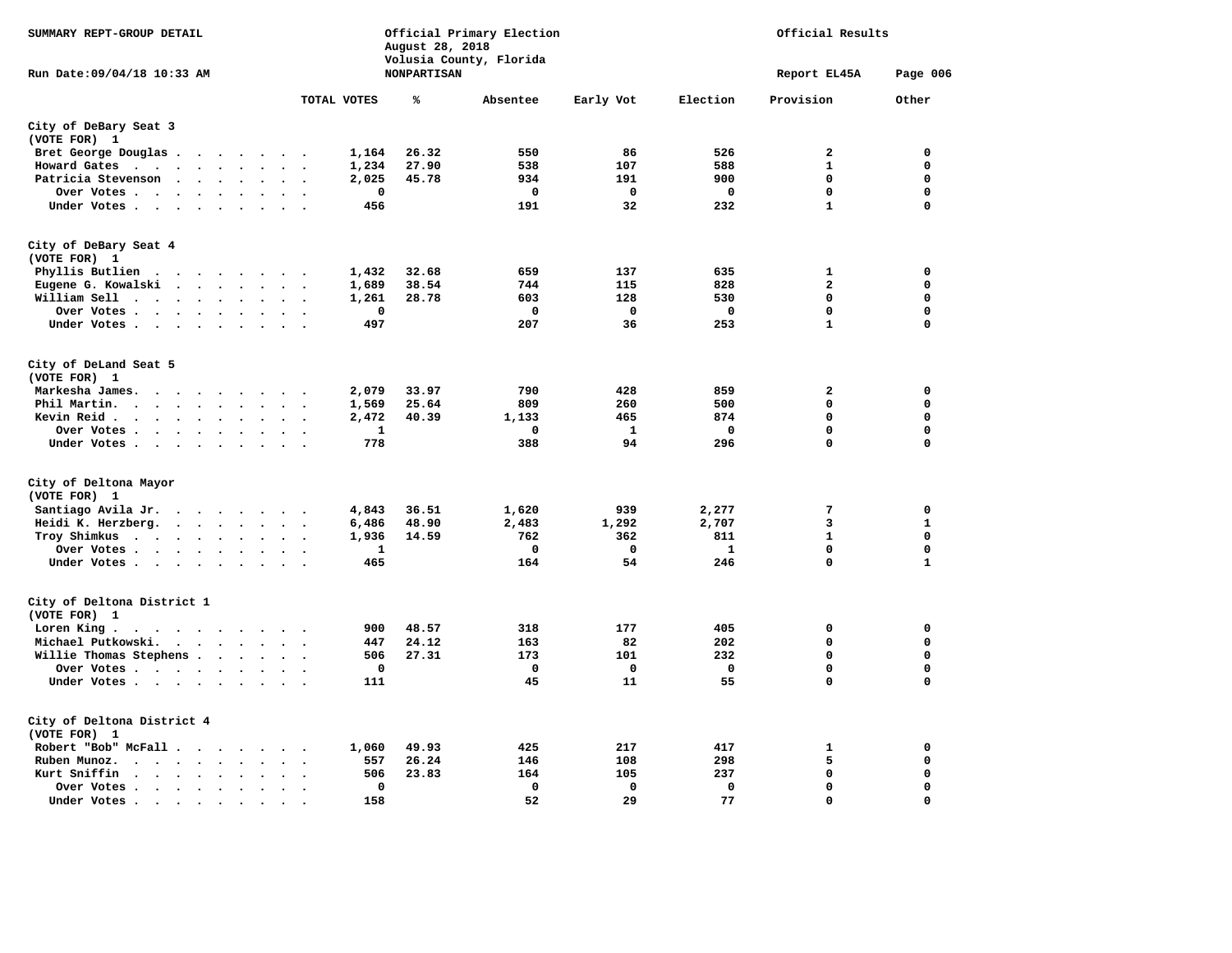SUMMARY REPT-GROUP DETAIL

Official Primary Election
August 28, 2018
Volusia County, Florida
NONPARTISAN

Official Results

Run Date:09/04/18 10:33 AM

Report EL45A

## City of DeBary Seat 3
(VOTE FOR) 1

| | TOTAL VOTES | % | Absentee | Early Vot | Election | Provision | Other |
|---|---|---|---|---|---|---|---|
| Bret George Douglas | 1,164 | 26.32 | 550 | 86 | 526 | 2 | 0 |
| Howard Gates | 1,234 | 27.90 | 538 | 107 | 588 | 1 | 0 |
| Patricia Stevenson | 2,025 | 45.78 | 934 | 191 | 900 | 0 | 0 |
| Over Votes | 0 | | 0 | 0 | 0 | 0 | 0 |
| Under Votes | 456 | | 191 | 32 | 232 | 1 | 0 |

## City of DeBary Seat 4
(VOTE FOR) 1

| | TOTAL VOTES | % | Absentee | Early Vot | Election | Provision | Other |
|---|---|---|---|---|---|---|---|
| Phyllis Butlien | 1,432 | 32.68 | 659 | 137 | 635 | 1 | 0 |
| Eugene G. Kowalski | 1,689 | 38.54 | 744 | 115 | 828 | 2 | 0 |
| William Sell | 1,261 | 28.78 | 603 | 128 | 530 | 0 | 0 |
| Over Votes | 0 | | 0 | 0 | 0 | 0 | 0 |
| Under Votes | 497 | | 207 | 36 | 253 | 1 | 0 |

## City of DeLand Seat 5
(VOTE FOR) 1

| | TOTAL VOTES | % | Absentee | Early Vot | Election | Provision | Other |
|---|---|---|---|---|---|---|---|
| Markesha James. | 2,079 | 33.97 | 790 | 428 | 859 | 2 | 0 |
| Phil Martin. | 1,569 | 25.64 | 809 | 260 | 500 | 0 | 0 |
| Kevin Reid | 2,472 | 40.39 | 1,133 | 465 | 874 | 0 | 0 |
| Over Votes | 1 | | 0 | 1 | 0 | 0 | 0 |
| Under Votes | 778 | | 388 | 94 | 296 | 0 | 0 |

## City of Deltona Mayor
(VOTE FOR) 1

| | TOTAL VOTES | % | Absentee | Early Vot | Election | Provision | Other |
|---|---|---|---|---|---|---|---|
| Santiago Avila Jr. | 4,843 | 36.51 | 1,620 | 939 | 2,277 | 7 | 0 |
| Heidi K. Herzberg. | 6,486 | 48.90 | 2,483 | 1,292 | 2,707 | 3 | 1 |
| Troy Shimkus | 1,936 | 14.59 | 762 | 362 | 811 | 1 | 0 |
| Over Votes | 1 | | 0 | 0 | 1 | 0 | 0 |
| Under Votes | 465 | | 164 | 54 | 246 | 0 | 1 |

## City of Deltona District 1
(VOTE FOR) 1

| | TOTAL VOTES | % | Absentee | Early Vot | Election | Provision | Other |
|---|---|---|---|---|---|---|---|
| Loren King | 900 | 48.57 | 318 | 177 | 405 | 0 | 0 |
| Michael Putkowski. | 447 | 24.12 | 163 | 82 | 202 | 0 | 0 |
| Willie Thomas Stephens | 506 | 27.31 | 173 | 101 | 232 | 0 | 0 |
| Over Votes | 0 | | 0 | 0 | 0 | 0 | 0 |
| Under Votes | 111 | | 45 | 11 | 55 | 0 | 0 |

## City of Deltona District 4
(VOTE FOR) 1

| | TOTAL VOTES | % | Absentee | Early Vot | Election | Provision | Other |
|---|---|---|---|---|---|---|---|
| Robert "Bob" McFall | 1,060 | 49.93 | 425 | 217 | 417 | 1 | 0 |
| Ruben Munoz. | 557 | 26.24 | 146 | 108 | 298 | 5 | 0 |
| Kurt Sniffin | 506 | 23.83 | 164 | 105 | 237 | 0 | 0 |
| Over Votes | 0 | | 0 | 0 | 0 | 0 | 0 |
| Under Votes | 158 | | 52 | 29 | 77 | 0 | 0 |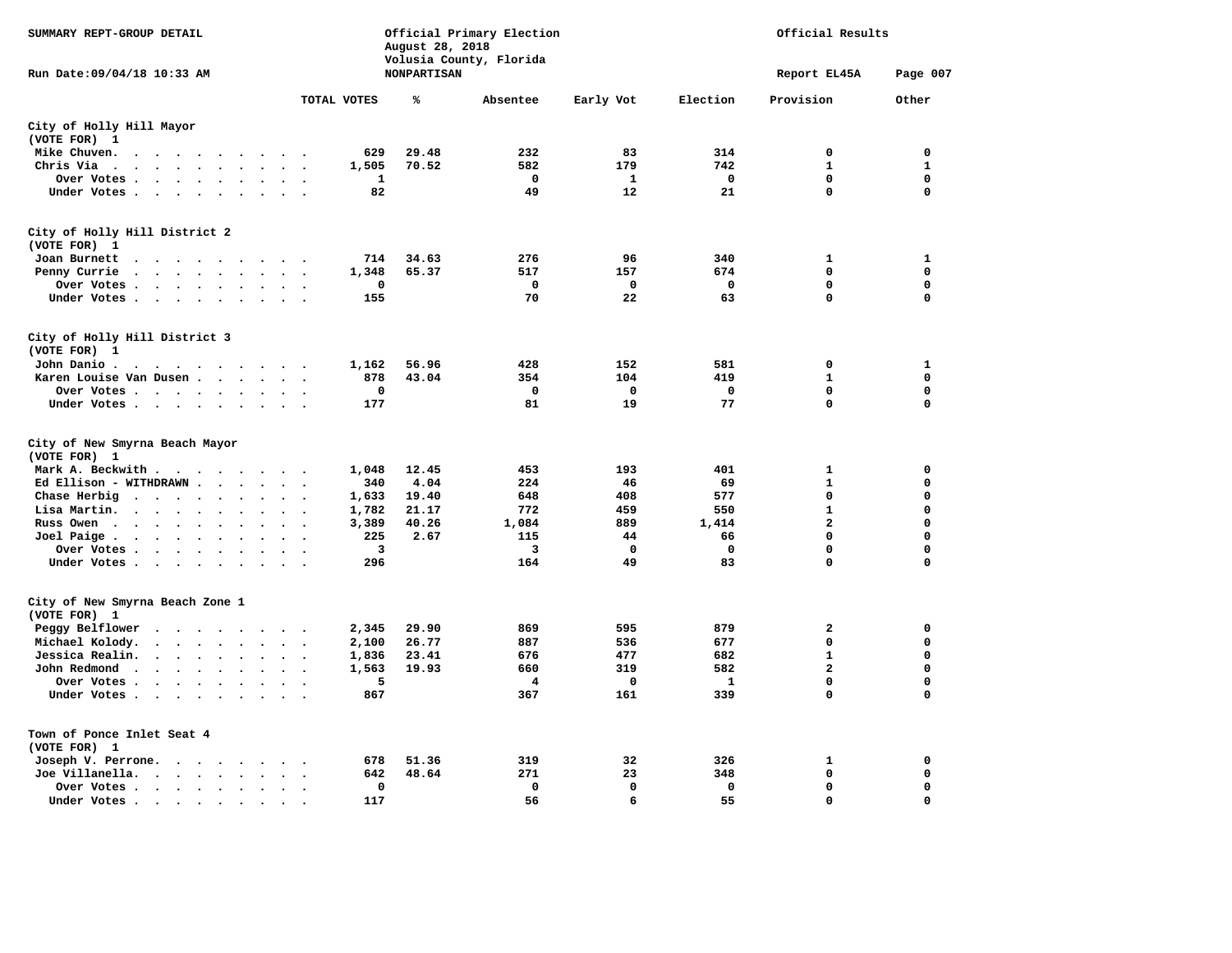SUMMARY REPT-GROUP DETAIL

Official Primary Election
August 28, 2018
Volusia County, Florida
NONPARTISAN

Official Results

Run Date:09/04/18 10:33 AM

Report EL45A

## City of Holly Hill Mayor
(VOTE FOR) 1

| | TOTAL VOTES | % | Absentee | Early Vot | Election | Provision | Other |
|---|---|---|---|---|---|---|---|
| Mike Chuven | 629 | 29.48 | 232 | 83 | 314 | 0 | 0 |
| Chris Via | 1,505 | 70.52 | 582 | 179 | 742 | 1 | 1 |
| Over Votes | 1 | | 0 | 1 | 0 | 0 | 0 |
| Under Votes | 82 | | 49 | 12 | 21 | 0 | 0 |

## City of Holly Hill District 2
(VOTE FOR) 1

| | TOTAL VOTES | % | Absentee | Early Vot | Election | Provision | Other |
|---|---|---|---|---|---|---|---|
| Joan Burnett | 714 | 34.63 | 276 | 96 | 340 | 1 | 1 |
| Penny Currie | 1,348 | 65.37 | 517 | 157 | 674 | 0 | 0 |
| Over Votes | 0 | | 0 | 0 | 0 | 0 | 0 |
| Under Votes | 155 | | 70 | 22 | 63 | 0 | 0 |

## City of Holly Hill District 3
(VOTE FOR) 1

| | TOTAL VOTES | % | Absentee | Early Vot | Election | Provision | Other |
|---|---|---|---|---|---|---|---|
| John Danio | 1,162 | 56.96 | 428 | 152 | 581 | 0 | 1 |
| Karen Louise Van Dusen | 878 | 43.04 | 354 | 104 | 419 | 1 | 0 |
| Over Votes | 0 | | 0 | 0 | 0 | 0 | 0 |
| Under Votes | 177 | | 81 | 19 | 77 | 0 | 0 |

## City of New Smyrna Beach Mayor
(VOTE FOR) 1

| | TOTAL VOTES | % | Absentee | Early Vot | Election | Provision | Other |
|---|---|---|---|---|---|---|---|
| Mark A. Beckwith | 1,048 | 12.45 | 453 | 193 | 401 | 1 | 0 |
| Ed Ellison - WITHDRAWN | 340 | 4.04 | 224 | 46 | 69 | 1 | 0 |
| Chase Herbig | 1,633 | 19.40 | 648 | 408 | 577 | 0 | 0 |
| Lisa Martin | 1,782 | 21.17 | 772 | 459 | 550 | 1 | 0 |
| Russ Owen | 3,389 | 40.26 | 1,084 | 889 | 1,414 | 2 | 0 |
| Joel Paige | 225 | 2.67 | 115 | 44 | 66 | 0 | 0 |
| Over Votes | 3 | | 3 | 0 | 0 | 0 | 0 |
| Under Votes | 296 | | 164 | 49 | 83 | 0 | 0 |

## City of New Smyrna Beach Zone 1
(VOTE FOR) 1

| | TOTAL VOTES | % | Absentee | Early Vot | Election | Provision | Other |
|---|---|---|---|---|---|---|---|
| Peggy Belflower | 2,345 | 29.90 | 869 | 595 | 879 | 2 | 0 |
| Michael Kolody | 2,100 | 26.77 | 887 | 536 | 677 | 0 | 0 |
| Jessica Realin | 1,836 | 23.41 | 676 | 477 | 682 | 1 | 0 |
| John Redmond | 1,563 | 19.93 | 660 | 319 | 582 | 2 | 0 |
| Over Votes | 5 | | 4 | 0 | 1 | 0 | 0 |
| Under Votes | 867 | | 367 | 161 | 339 | 0 | 0 |

## Town of Ponce Inlet Seat 4
(VOTE FOR) 1

| | TOTAL VOTES | % | Absentee | Early Vot | Election | Provision | Other |
|---|---|---|---|---|---|---|---|
| Joseph V. Perrone | 678 | 51.36 | 319 | 32 | 326 | 1 | 0 |
| Joe Villanella | 642 | 48.64 | 271 | 23 | 348 | 0 | 0 |
| Over Votes | 0 | | 0 | 0 | 0 | 0 | 0 |
| Under Votes | 117 | | 56 | 6 | 55 | 0 | 0 |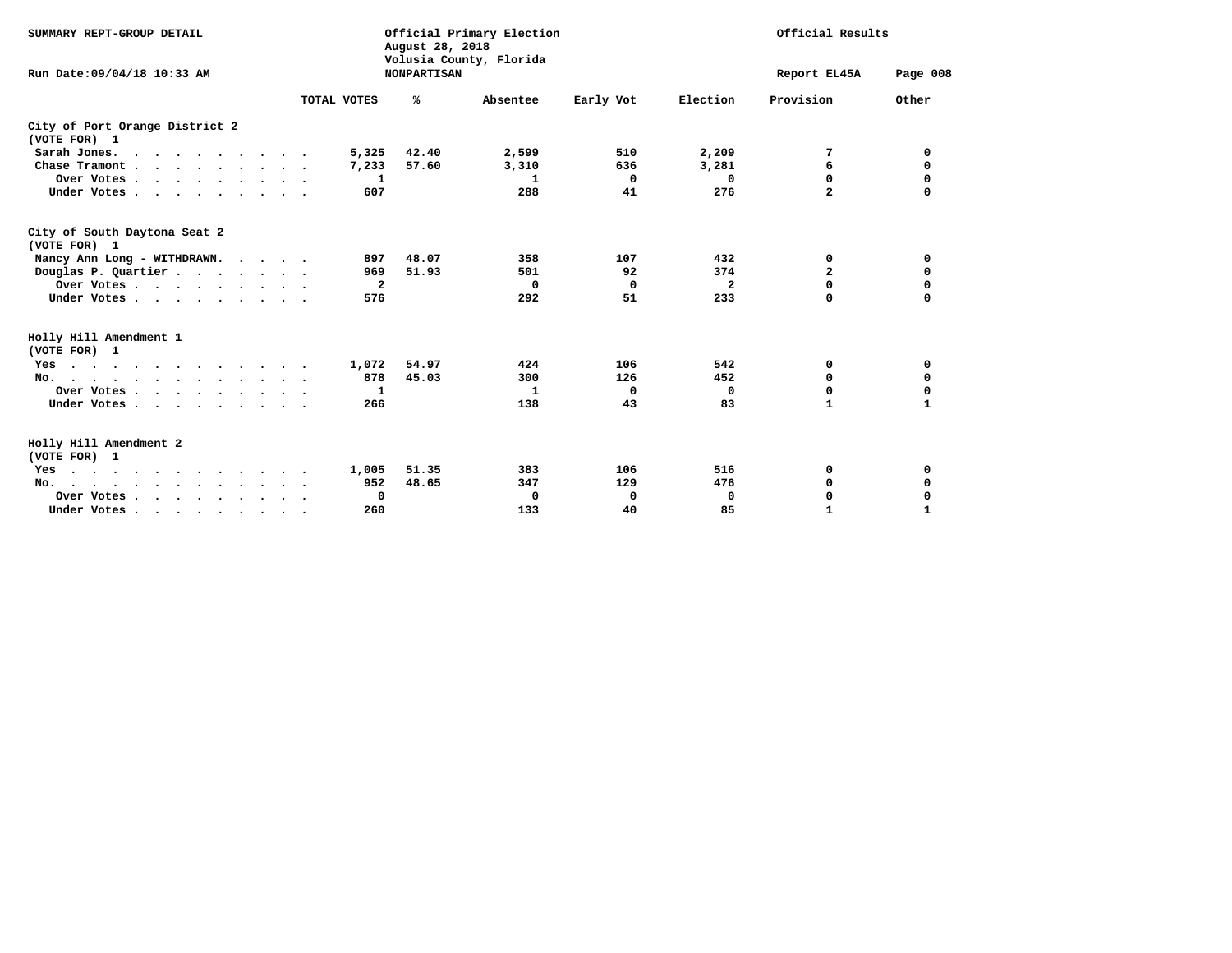SUMMARY REPT-GROUP DETAIL

Official Primary Election
August 28, 2018
Volusia County, Florida
NONPARTISAN

Official Results

Run Date:09/04/18 10:33 AM

Report EL45A

| | TOTAL VOTES | % | Absentee | Early Vot | Election | Provision | Other |
|---|---|---|---|---|---|---|---|
| **City of Port Orange District 2** | | | | | | | |
| **(VOTE FOR) 1** | | | | | | | |
| Sarah Jones | 5,325 | 42.40 | 2,599 | 510 | 2,209 | 7 | 0 |
| Chase Tramont | 7,233 | 57.60 | 3,310 | 636 | 3,281 | 6 | 0 |
| Over Votes | 1 | | 1 | 0 | 0 | 0 | 0 |
| Under Votes | 607 | | 288 | 41 | 276 | 2 | 0 |
| **City of South Daytona Seat 2** | | | | | | | |
| **(VOTE FOR) 1** | | | | | | | |
| Nancy Ann Long - WITHDRAWN | 897 | 48.07 | 358 | 107 | 432 | 0 | 0 |
| Douglas P. Quartier | 969 | 51.93 | 501 | 92 | 374 | 2 | 0 |
| Over Votes | 2 | | 0 | 0 | 2 | 0 | 0 |
| Under Votes | 576 | | 292 | 51 | 233 | 0 | 0 |
| **Holly Hill Amendment 1** | | | | | | | |
| **(VOTE FOR) 1** | | | | | | | |
| Yes | 1,072 | 54.97 | 424 | 106 | 542 | 0 | 0 |
| No | 878 | 45.03 | 300 | 126 | 452 | 0 | 0 |
| Over Votes | 1 | | 1 | 0 | 0 | 0 | 0 |
| Under Votes | 266 | | 138 | 43 | 83 | 1 | 1 |
| **Holly Hill Amendment 2** | | | | | | | |
| **(VOTE FOR) 1** | | | | | | | |
| Yes | 1,005 | 51.35 | 383 | 106 | 516 | 0 | 0 |
| No | 952 | 48.65 | 347 | 129 | 476 | 0 | 0 |
| Over Votes | 0 | | 0 | 0 | 0 | 0 | 0 |
| Under Votes | 260 | | 133 | 40 | 85 | 1 | 1 |